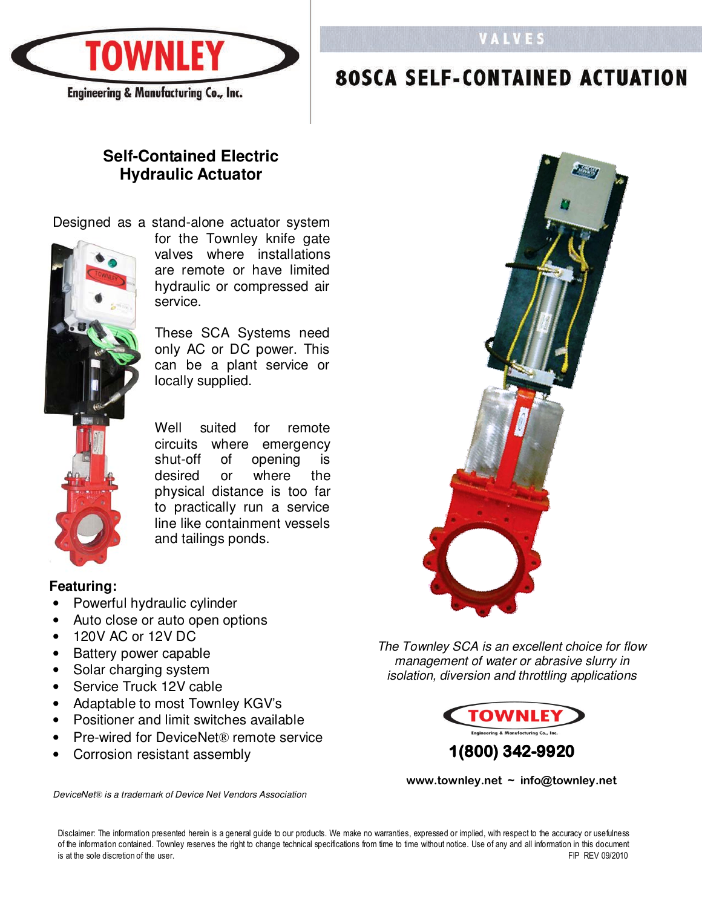TOWNLEY
Engineering & Manufacturing Co., Inc.

VALVES

# 80SCA SELF-CONTAINED ACTUATION

## Self-Contained Electric Hydraulic Actuator

Designed as a stand-alone actuator system for the Townley knife gate valves where installations are remote or have limited hydraulic or compressed air service.

These SCA Systems need only AC or DC power. This can be a plant service or locally supplied.

Well suited for remote circuits where emergency shut-off of opening is desired or where the physical distance is too far to practically run a service line like containment vessels and tailings ponds.

**Featuring:**

- Powerful hydraulic cylinder
- Auto close or auto open options
- 120V AC or 12V DC
- Battery power capable
- Solar charging system
- Service Truck 12V cable
- Adaptable to most Townley KGV's
- Positioner and limit switches available
- Pre-wired for DeviceNet® remote service
- Corrosion resistant assembly

*DeviceNet® is a trademark of Device Net Vendors Association*

*The Townley SCA is an excellent choice for flow management of water or abrasive slurry in isolation, diversion and throttling applications*

TOWNLEY
Engineering & Manufacturing Co., Inc.

**1(800) 342-9920**

**www.townley.net ~ info@townley.net**

Disclaimer: The information presented herein is a general guide to our products. We make no warranties, expressed or implied, with respect to the accuracy or usefulness of the information contained. Townley reserves the right to change technical specifications from time to time without notice. Use of any and all information in this document is at the sole discretion of the user.

FIP REV 09/2010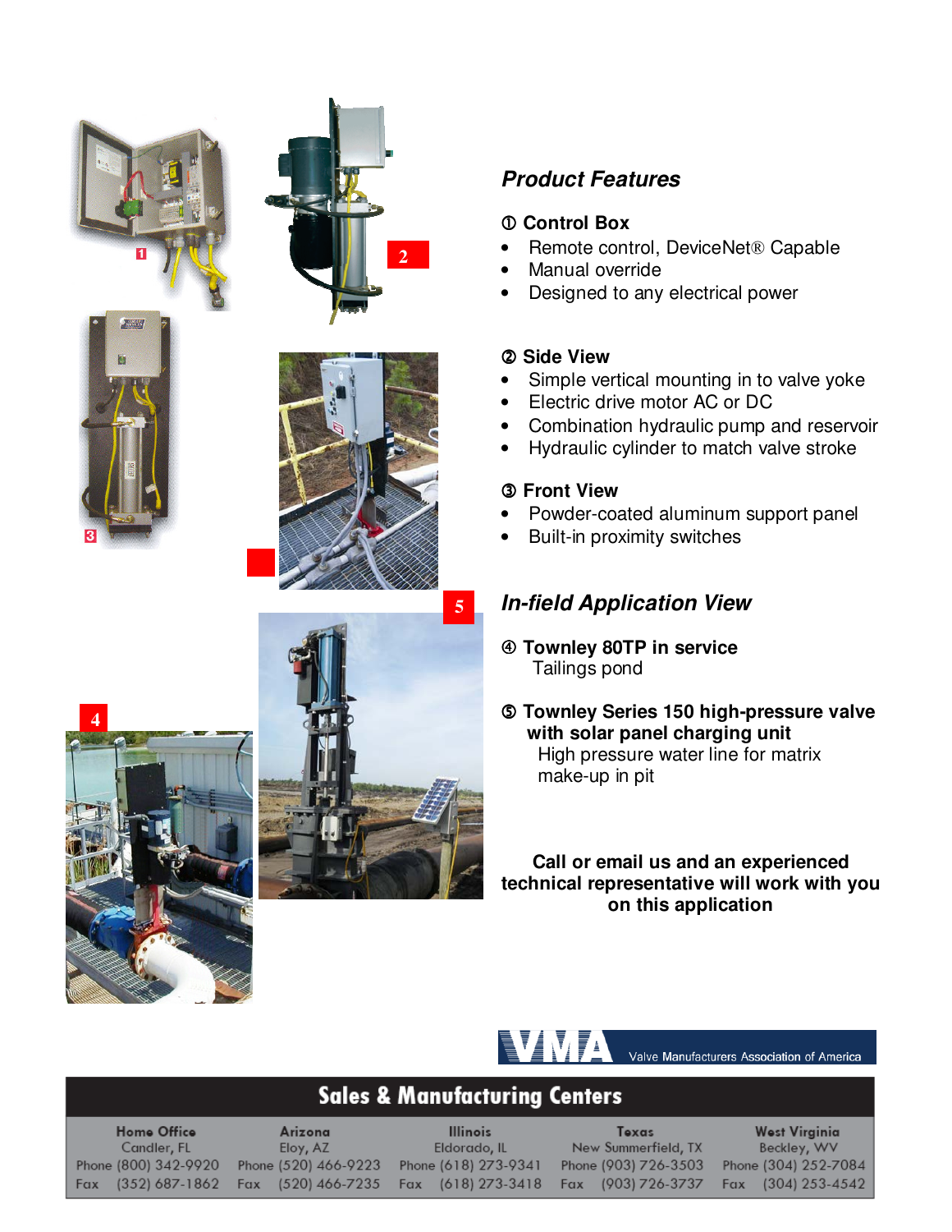## *Product Features*

### ① Control Box

- Remote control, DeviceNet® Capable
- Manual override
- Designed to any electrical power

### ② Side View

- Simple vertical mounting in to valve yoke
- Electric drive motor AC or DC
- Combination hydraulic pump and reservoir
- Hydraulic cylinder to match valve stroke

### ③ Front View

- Powder-coated aluminum support panel
- Built-in proximity switches

## *In-field Application View*

### ④ Townley 80TP in service

Tailings pond

### ⑤ Townley Series 150 high-pressure valve with solar panel charging unit

High pressure water line for matrix make-up in pit

**Call or email us and an experienced technical representative will work with you on this application**

VMA Valve Manufacturers Association of America

## Sales & Manufacturing Centers

| Home Office | Arizona | Illinois | Texas | West Virginia |
|---|---|---|---|---|
| Candler, FL | Eloy, AZ | Eldorado, IL | New Summerfield, TX | Beckley, WV |
| Phone (800) 342-9920 | Phone (520) 466-9223 | Phone (618) 273-9341 | Phone (903) 726-3503 | Phone (304) 252-7084 |
| Fax (352) 687-1862 | Fax (520) 466-7235 | Fax (618) 273-3418 | Fax (903) 726-3737 | Fax (304) 253-4542 |